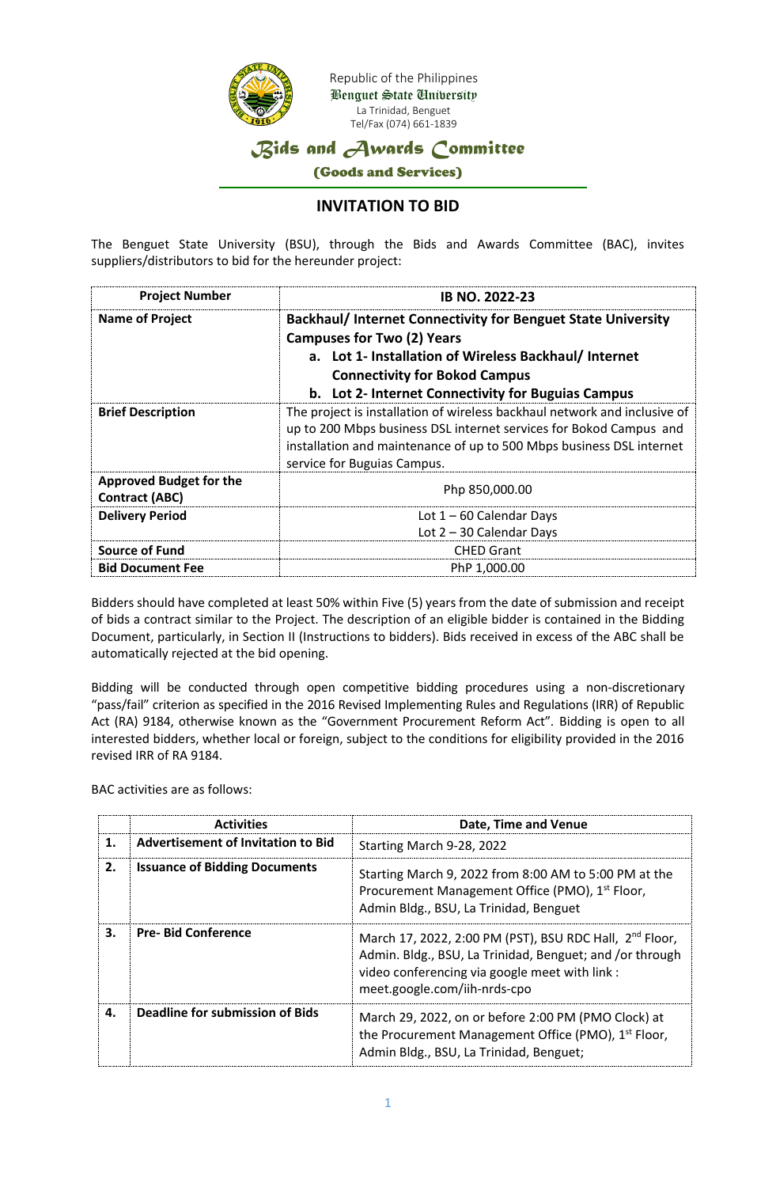Republic of the Philippines
Benguet State University
La Trinidad, Benguet
Tel/Fax (074) 661-1839

# Bids and Awards Committee

**(Goods and Services)**

## INVITATION TO BID

The Benguet State University (BSU), through the Bids and Awards Committee (BAC), invites suppliers/distributors to bid for the hereunder project:

| **Project Number** | **IB NO. 2022-23** |
|---|---|
| **Name of Project** | **Backhaul/ Internet Connectivity for Benguet State University Campuses for Two (2) Years**<br>**a. Lot 1- Installation of Wireless Backhaul/ Internet Connectivity for Bokod Campus**<br>**b. Lot 2- Internet Connectivity for Buguias Campus** |
| **Brief Description** | The project is installation of wireless backhaul network and inclusive of up to 200 Mbps business DSL internet services for Bokod Campus and installation and maintenance of up to 500 Mbps business DSL internet service for Buguias Campus. |
| **Approved Budget for the Contract (ABC)** | Php 850,000.00 |
| **Delivery Period** | Lot 1 – 60 Calendar Days<br>Lot 2 – 30 Calendar Days |
| **Source of Fund** | CHED Grant |
| **Bid Document Fee** | PhP 1,000.00 |

Bidders should have completed at least 50% within Five (5) years from the date of submission and receipt of bids a contract similar to the Project. The description of an eligible bidder is contained in the Bidding Document, particularly, in Section II (Instructions to bidders). Bids received in excess of the ABC shall be automatically rejected at the bid opening.

Bidding will be conducted through open competitive bidding procedures using a non-discretionary "pass/fail" criterion as specified in the 2016 Revised Implementing Rules and Regulations (IRR) of Republic Act (RA) 9184, otherwise known as the "Government Procurement Reform Act". Bidding is open to all interested bidders, whether local or foreign, subject to the conditions for eligibility provided in the 2016 revised IRR of RA 9184.

BAC activities are as follows:

| | **Activities** | **Date, Time and Venue** |
|---|---|---|
| **1.** | **Advertisement of Invitation to Bid** | Starting March 9-28, 2022 |
| **2.** | **Issuance of Bidding Documents** | Starting March 9, 2022 from 8:00 AM to 5:00 PM at the Procurement Management Office (PMO), 1st Floor, Admin Bldg., BSU, La Trinidad, Benguet |
| **3.** | **Pre- Bid Conference** | March 17, 2022, 2:00 PM (PST), BSU RDC Hall, 2nd Floor, Admin. Bldg., BSU, La Trinidad, Benguet; and /or through video conferencing via google meet with link : meet.google.com/iih-nrds-cpo |
| **4.** | **Deadline for submission of Bids** | March 29, 2022, on or before 2:00 PM (PMO Clock) at the Procurement Management Office (PMO), 1st Floor, Admin Bldg., BSU, La Trinidad, Benguet; |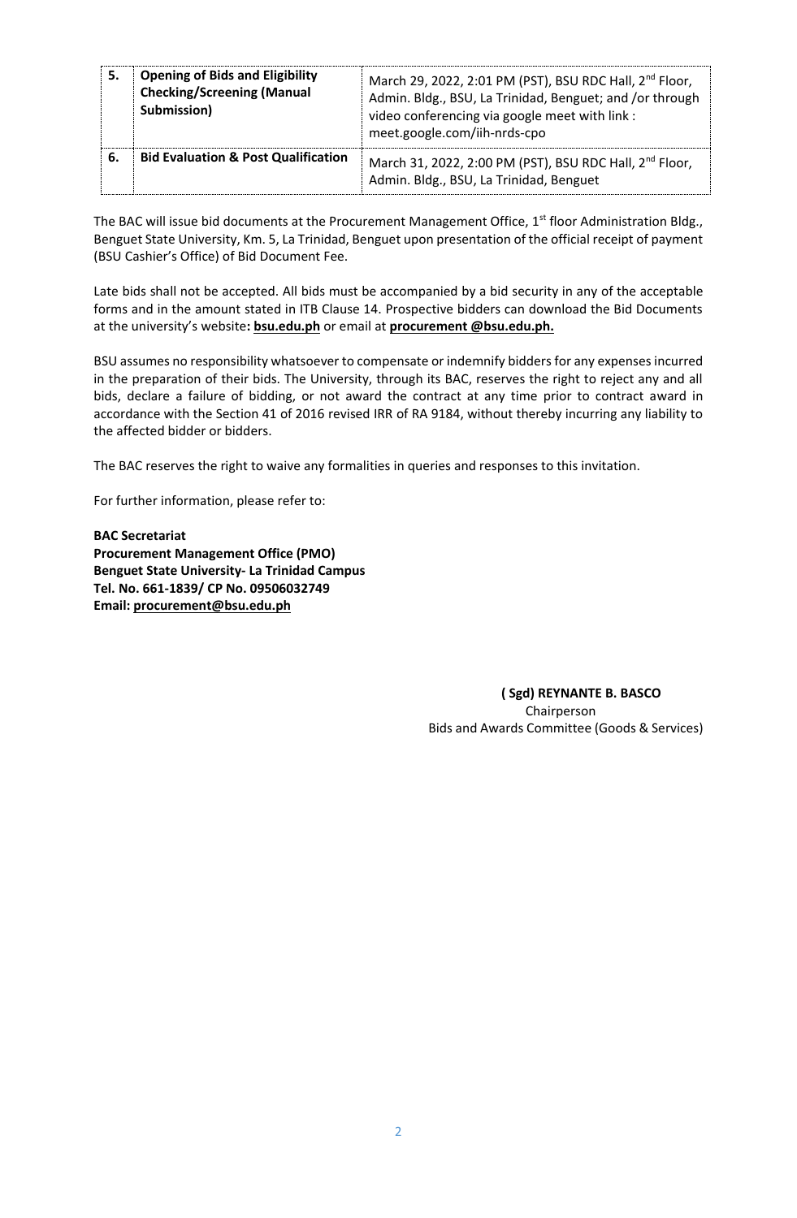| | | |
|---|---|---|
| 5. | **Opening of Bids and Eligibility Checking/Screening (Manual Submission)** | March 29, 2022, 2:01 PM (PST), BSU RDC Hall, 2nd Floor, Admin. Bldg., BSU, La Trinidad, Benguet; and /or through video conferencing via google meet with link : meet.google.com/iih-nrds-cpo |
| 6. | **Bid Evaluation & Post Qualification** | March 31, 2022, 2:00 PM (PST), BSU RDC Hall, 2nd Floor, Admin. Bldg., BSU, La Trinidad, Benguet |

The BAC will issue bid documents at the Procurement Management Office, 1st floor Administration Bldg., Benguet State University, Km. 5, La Trinidad, Benguet upon presentation of the official receipt of payment (BSU Cashier's Office) of Bid Document Fee.

Late bids shall not be accepted. All bids must be accompanied by a bid security in any of the acceptable forms and in the amount stated in ITB Clause 14. Prospective bidders can download the Bid Documents at the university's website**: bsu.edu.ph** or email at **procurement @bsu.edu.ph.**

BSU assumes no responsibility whatsoever to compensate or indemnify bidders for any expenses incurred in the preparation of their bids. The University, through its BAC, reserves the right to reject any and all bids, declare a failure of bidding, or not award the contract at any time prior to contract award in accordance with the Section 41 of 2016 revised IRR of RA 9184, without thereby incurring any liability to the affected bidder or bidders.

The BAC reserves the right to waive any formalities in queries and responses to this invitation.

For further information, please refer to:

**BAC Secretariat**
**Procurement Management Office (PMO)**
**Benguet State University- La Trinidad Campus**
**Tel. No. 661-1839/ CP No. 09506032749**
**Email: procurement@bsu.edu.ph**

**( Sgd) REYNANTE B. BASCO**
Chairperson
Bids and Awards Committee (Goods & Services)